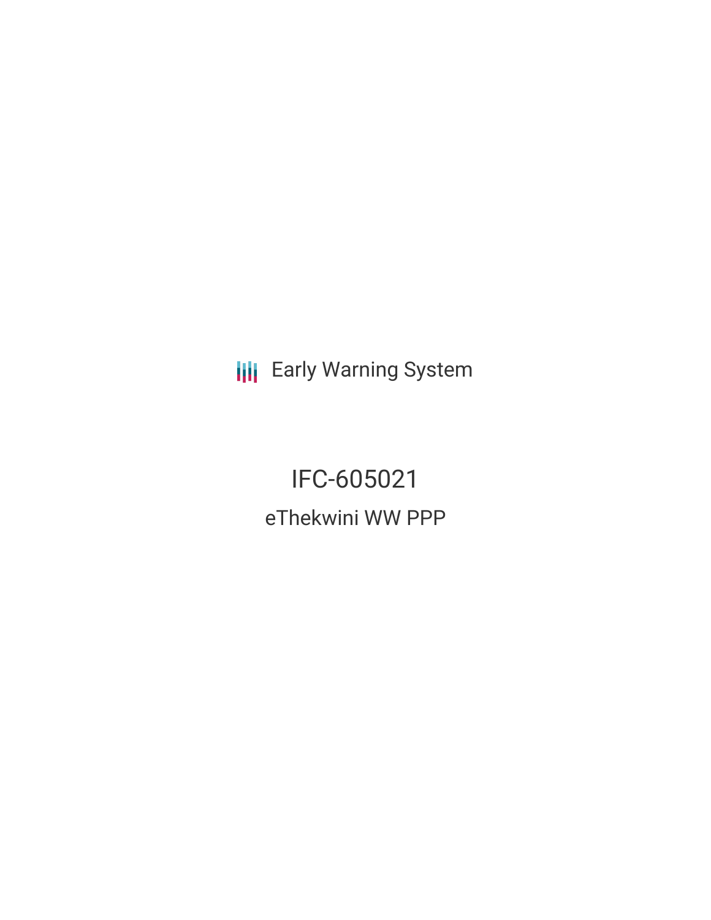Early Warning System

# IFC-605021

## eThekwini WW PPP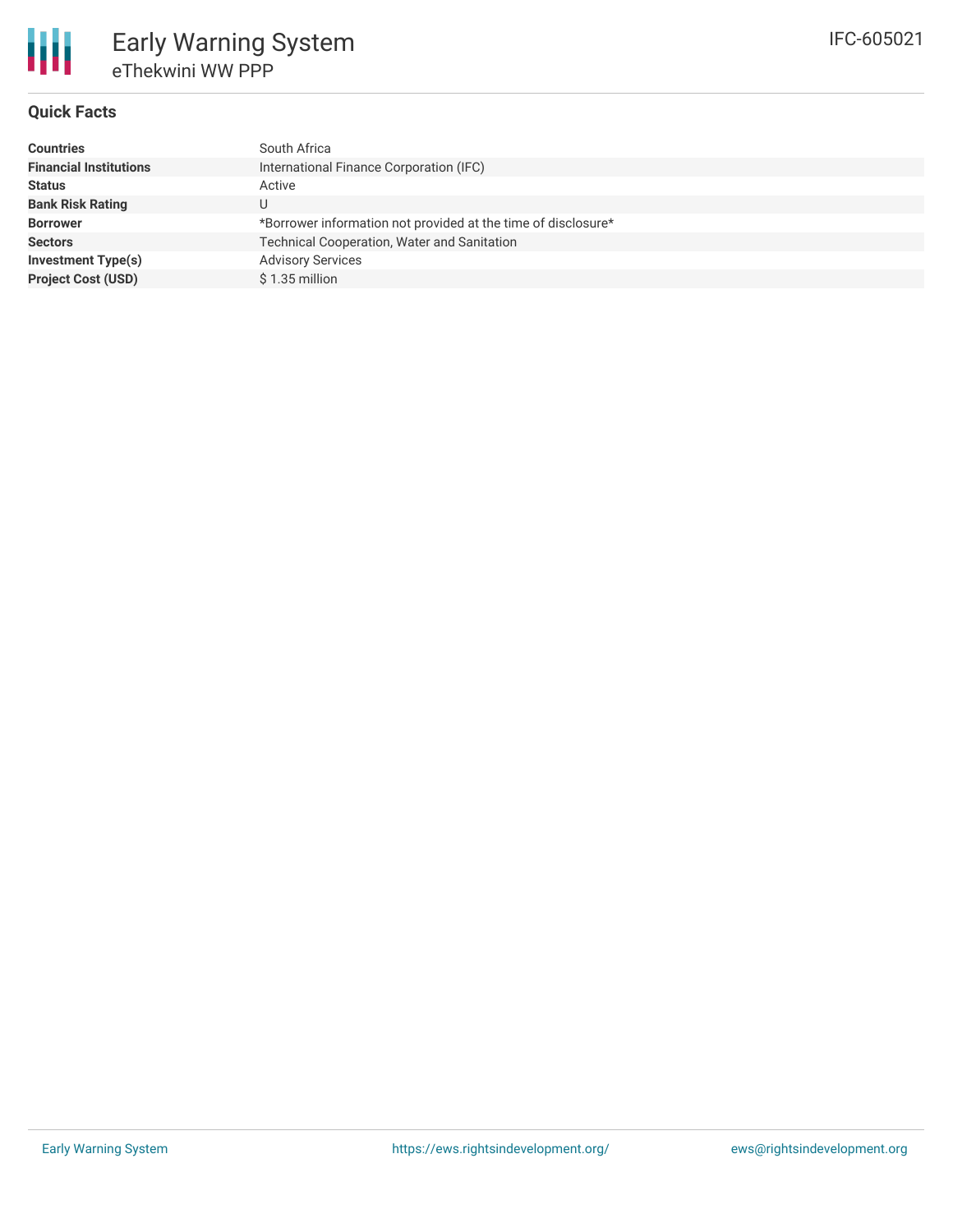# Early Warning System

## eThekwini WW PPP

IFC-605021

### Quick Facts

| | |
|---|---|
| **Countries** | South Africa |
| **Financial Institutions** | International Finance Corporation (IFC) |
| **Status** | Active |
| **Bank Risk Rating** | U |
| **Borrower** | *Borrower information not provided at the time of disclosure* |
| **Sectors** | Technical Cooperation, Water and Sanitation |
| **Investment Type(s)** | Advisory Services |
| **Project Cost (USD)** | $ 1.35 million |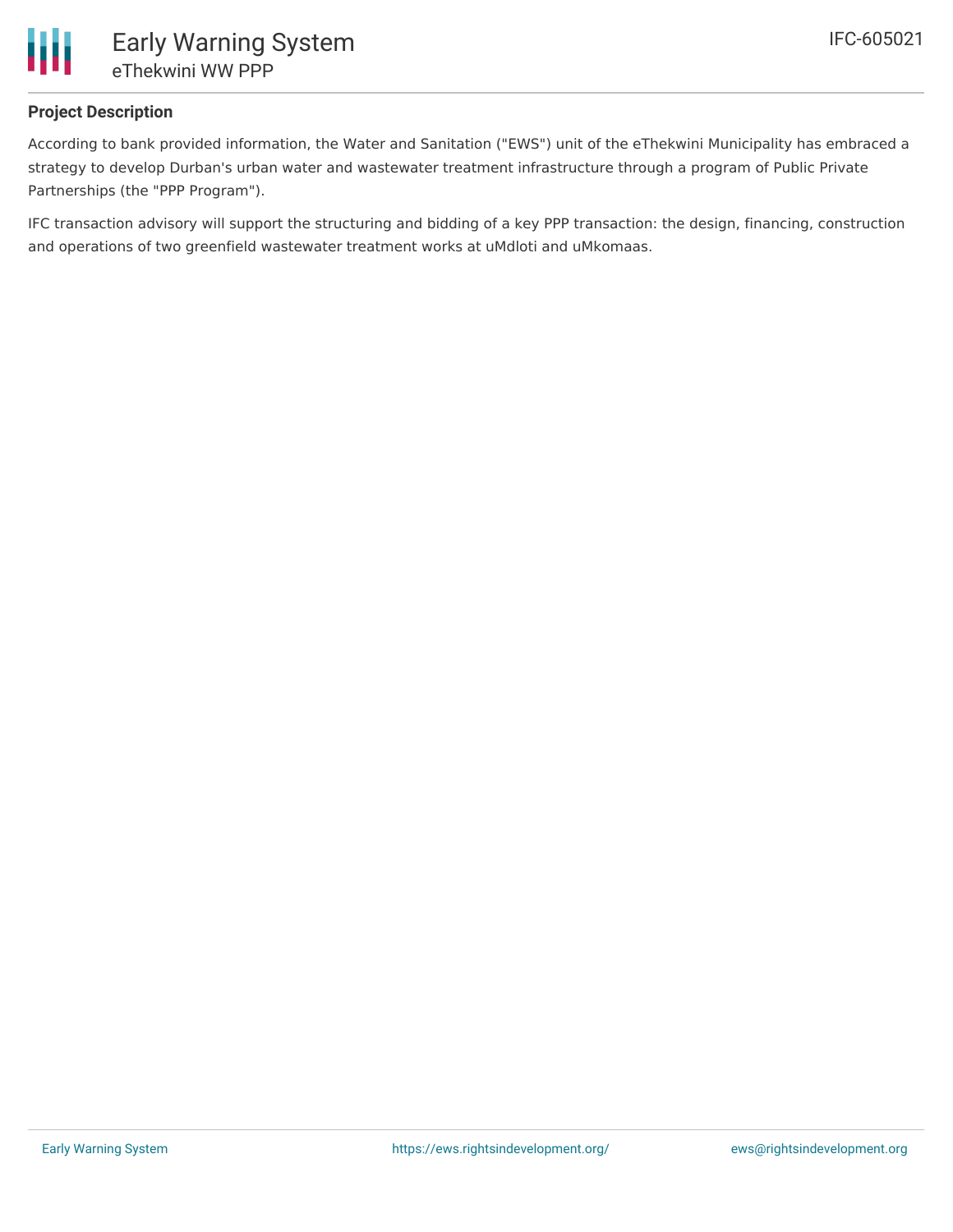## Project Description

According to bank provided information, the Water and Sanitation ("EWS") unit of the eThekwini Municipality has embraced a strategy to develop Durban's urban water and wastewater treatment infrastructure through a program of Public Private Partnerships (the "PPP Program").

IFC transaction advisory will support the structuring and bidding of a key PPP transaction: the design, financing, construction and operations of two greenfield wastewater treatment works at uMdloti and uMkomaas.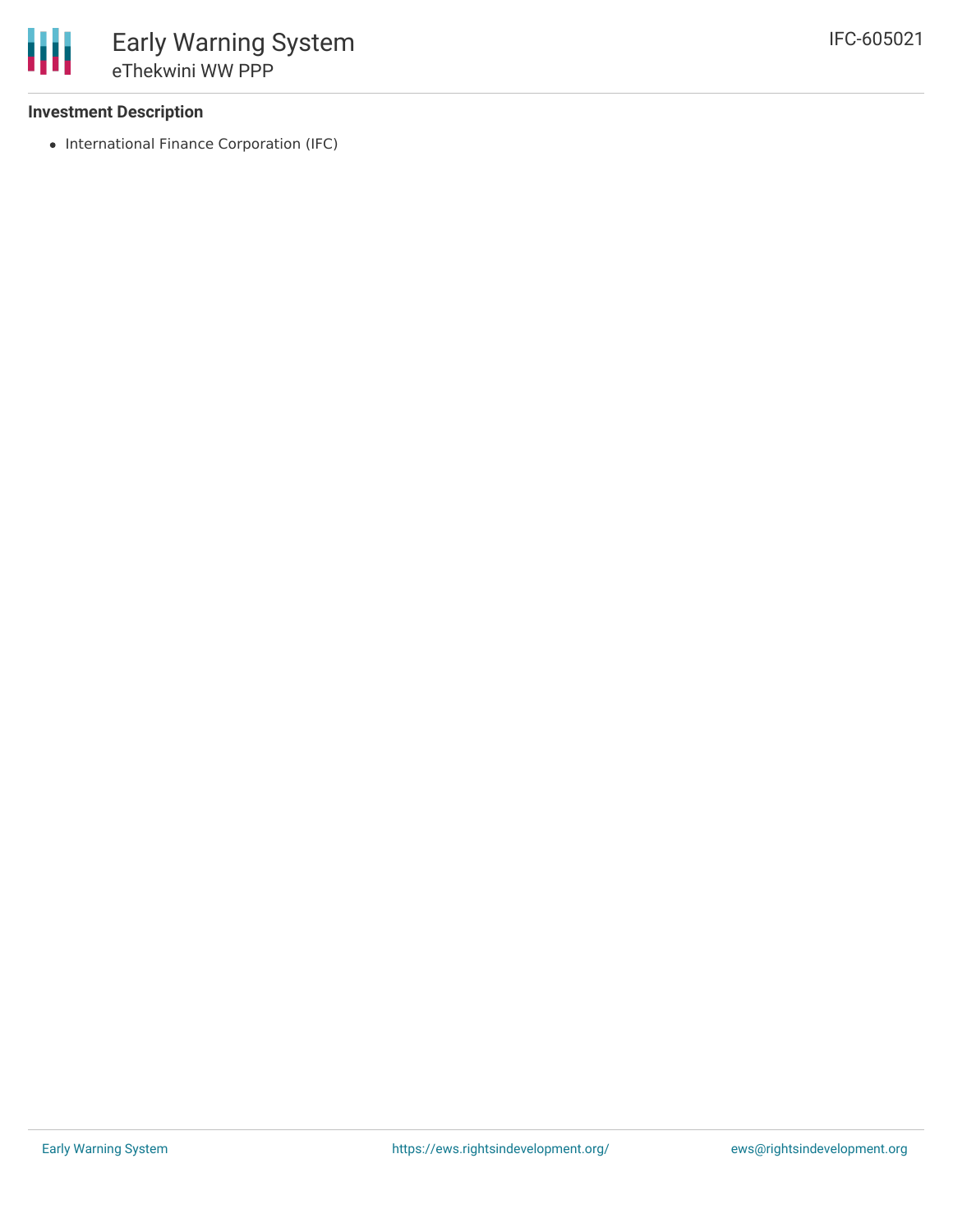**Investment Description**

- International Finance Corporation (IFC)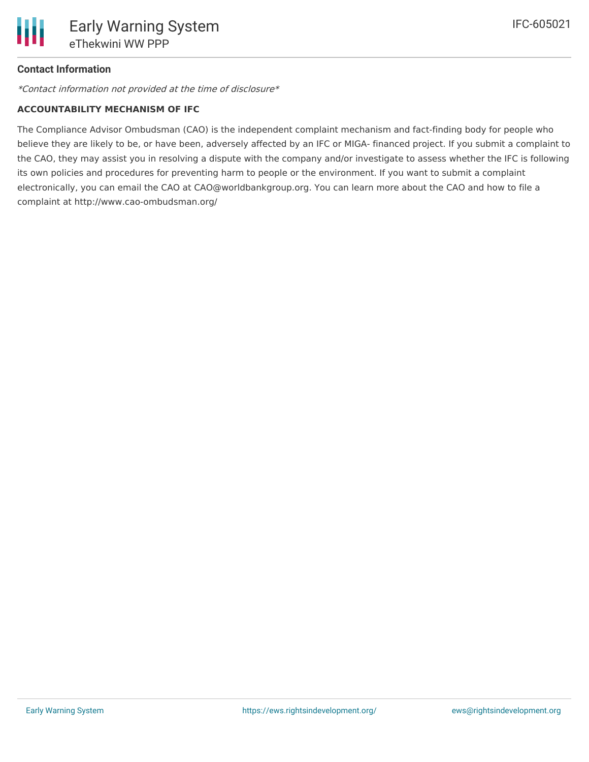## Contact Information

*\*Contact information not provided at the time of disclosure\**

**ACCOUNTABILITY MECHANISM OF IFC**

The Compliance Advisor Ombudsman (CAO) is the independent complaint mechanism and fact-finding body for people who believe they are likely to be, or have been, adversely affected by an IFC or MIGA- financed project. If you submit a complaint to the CAO, they may assist you in resolving a dispute with the company and/or investigate to assess whether the IFC is following its own policies and procedures for preventing harm to people or the environment. If you want to submit a complaint electronically, you can email the CAO at CAO@worldbankgroup.org. You can learn more about the CAO and how to file a complaint at http://www.cao-ombudsman.org/